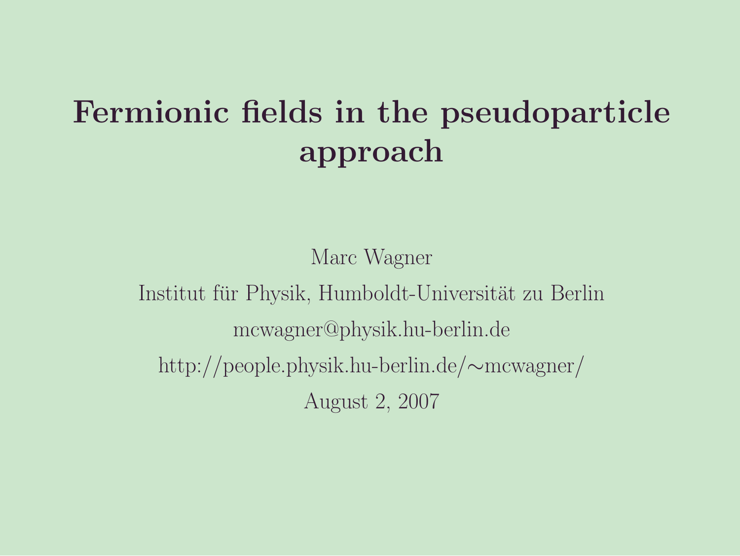# Fermionic fields in the pseudoparticle approach

Marc Wagner

Institut für Physik, Humboldt-Universität zu Berlin

mcwagner@physik.hu-berlin.de

http://people.physik.hu-berlin.de/∼mcwagner/

August 2, 2007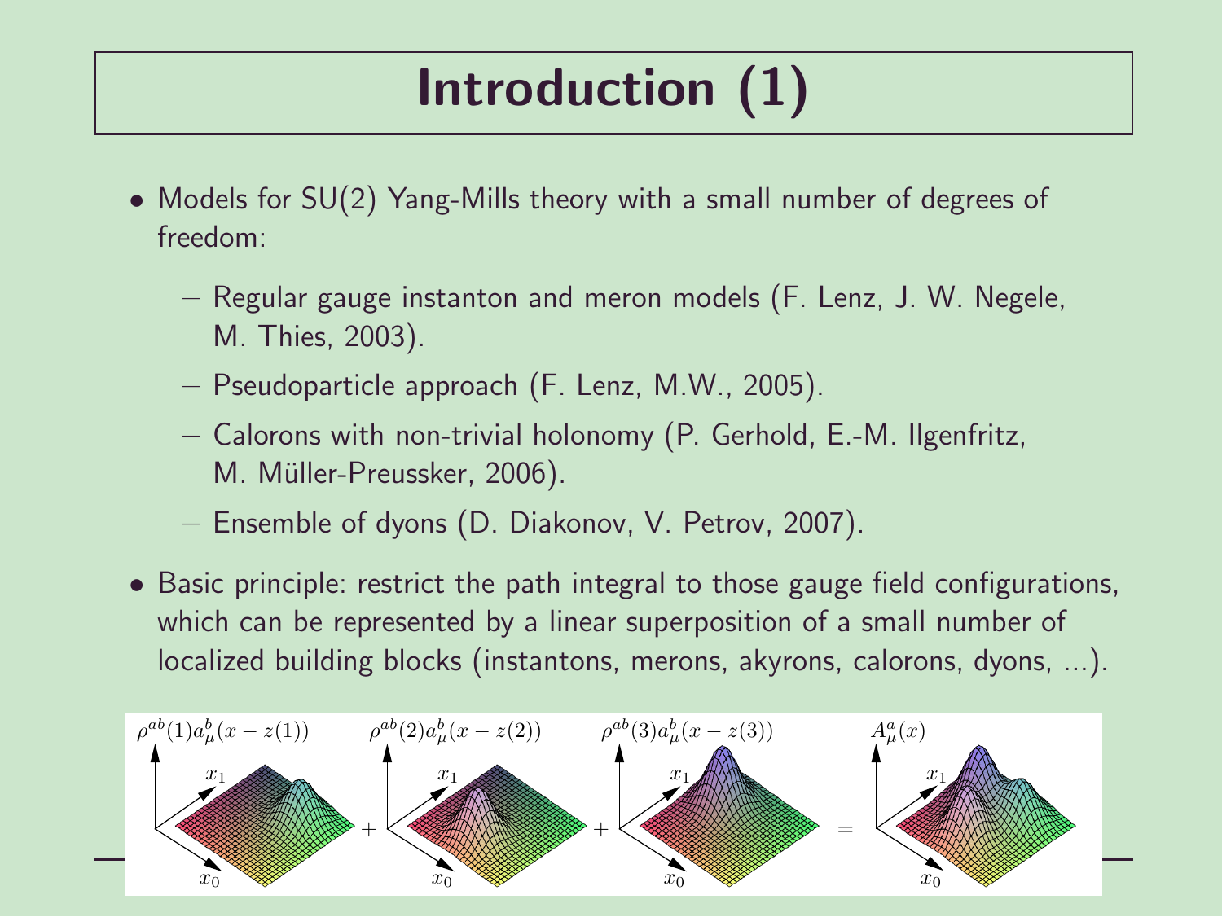# Introduction (1)

- Models for SU(2) Yang-Mills theory with a small number of degrees of freedom:
  - Regular gauge instanton and meron models (F. Lenz, J. W. Negele, M. Thies, 2003).
  - Pseudoparticle approach (F. Lenz, M.W., 2005).
  - Calorons with non-trivial holonomy (P. Gerhold, E.-M. Ilgenfritz, M. Müller-Preussker, 2006).
  - Ensemble of dyons (D. Diakonov, V. Petrov, 2007).
- Basic principle: restrict the path integral to those gauge field configurations, which can be represented by a linear superposition of a small number of localized building blocks (instantons, merons, akyrons, calorons, dyons, ...).

$\rho^{ab}(1)a^b_\mu(x - z(1))$ + $\rho^{ab}(2)a^b_\mu(x - z(2))$ + $\rho^{ab}(3)a^b_\mu(x - z(3))$ = $A^a_\mu(x)$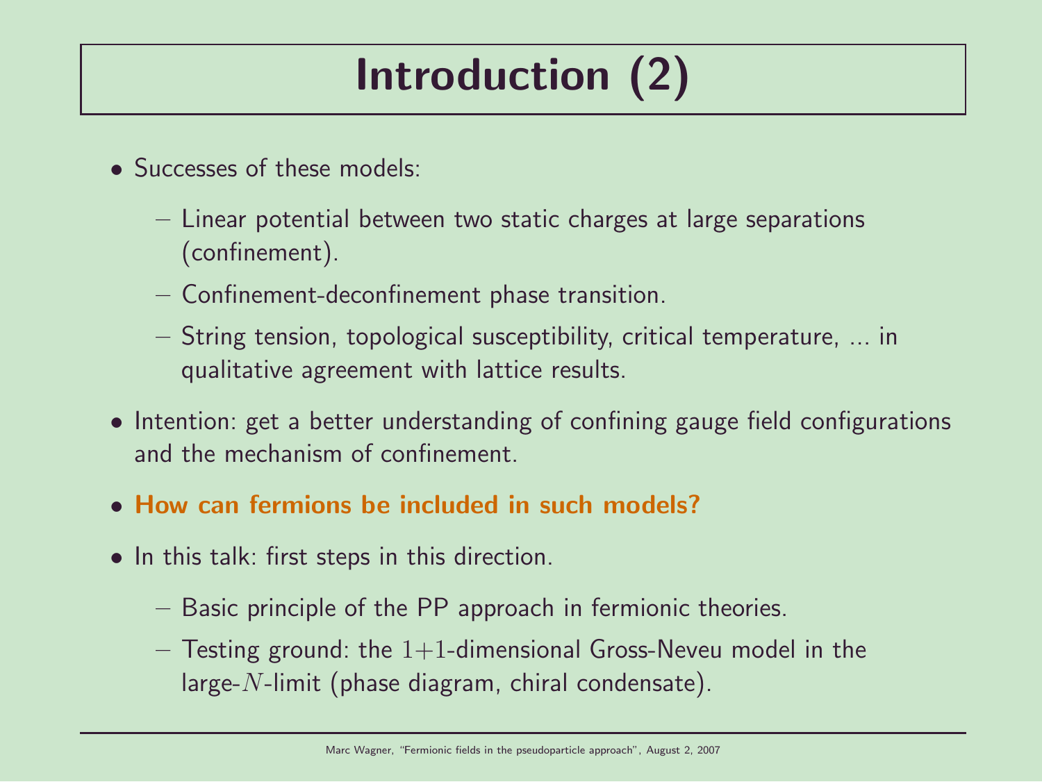# Introduction (2)

- Successes of these models:
  - Linear potential between two static charges at large separations (confinement).
  - Confinement-deconfinement phase transition.
  - String tension, topological susceptibility, critical temperature, ... in qualitative agreement with lattice results.
- Intention: get a better understanding of confining gauge field configurations and the mechanism of confinement.
- **How can fermions be included in such models?**
- In this talk: first steps in this direction.
  - Basic principle of the PP approach in fermionic theories.
  - Testing ground: the $1+1$-dimensional Gross-Neveu model in the large-$N$-limit (phase diagram, chiral condensate).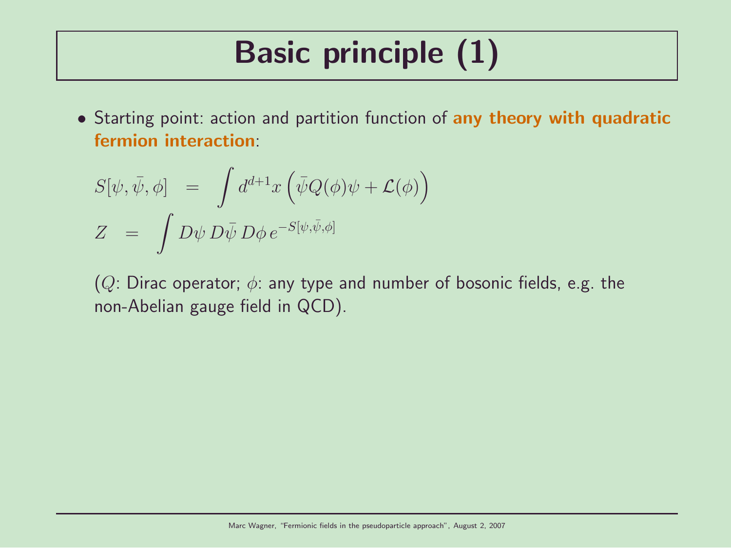# Basic principle (1)

- Starting point: action and partition function of **any theory with quadratic fermion interaction**:

$$
\begin{aligned}
S[\psi, \bar{\psi}, \phi] &= \int d^{d+1}x \left( \bar{\psi} Q(\phi) \psi + \mathcal{L}(\phi) \right) \\
Z &= \int D\psi \, D\bar{\psi} \, D\phi \, e^{-S[\psi, \bar{\psi}, \phi]}
\end{aligned}
$$

  ($Q$: Dirac operator; $\phi$: any type and number of bosonic fields, e.g. the non-Abelian gauge field in QCD).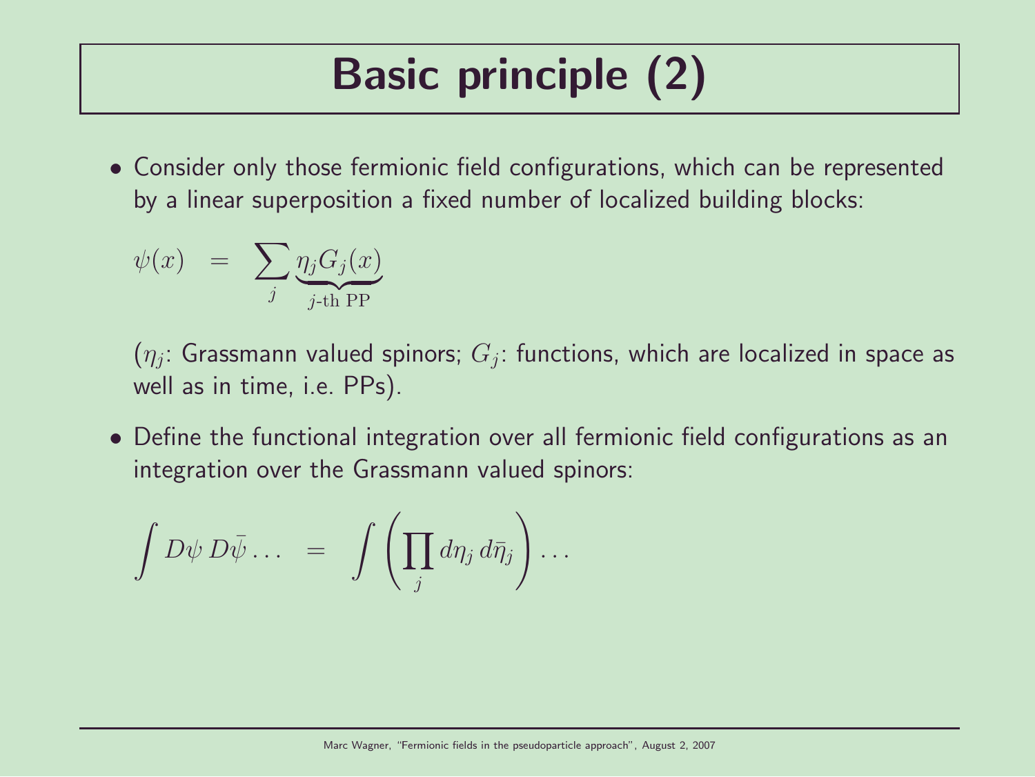# Basic principle (2)

- Consider only those fermionic field configurations, which can be represented by a linear superposition a fixed number of localized building blocks:

$$\psi(x) \quad = \quad \sum_j \underbrace{\eta_j G_j(x)}_{j\text{-th PP}}$$

($\eta_j$: Grassmann valued spinors; $G_j$: functions, which are localized in space as well as in time, i.e. PPs).

- Define the functional integration over all fermionic field configurations as an integration over the Grassmann valued spinors:

$$\int D\psi \, D\bar{\psi} \ldots \quad = \quad \int \left(\prod_j d\eta_j \, d\bar{\eta}_j\right) \ldots$$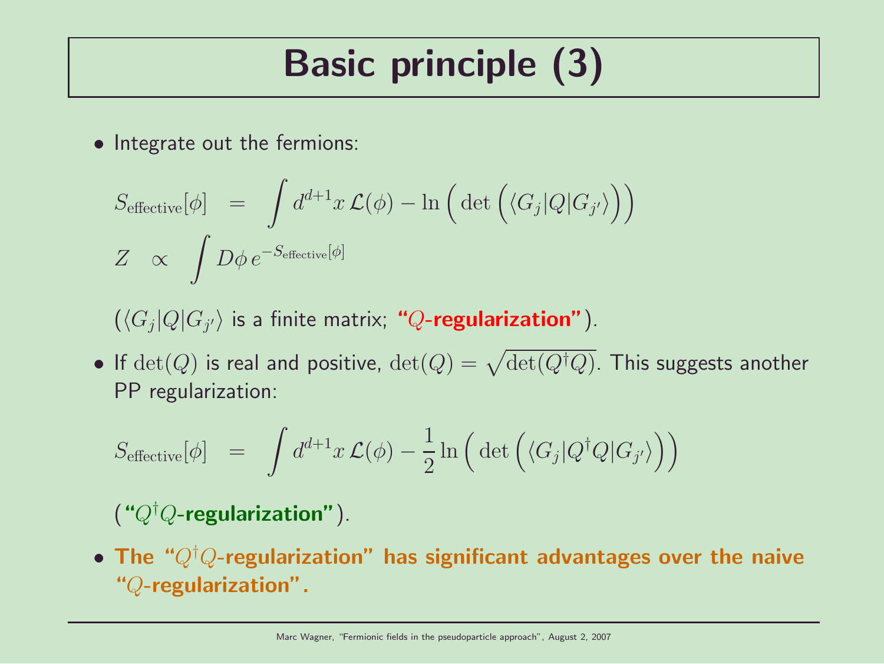# Basic principle (3)

- Integrate out the fermions:

$$S_{\text{effective}}[\phi] = \int d^{d+1}x\, \mathcal{L}(\phi) - \ln\Big(\det\Big(\langle G_j|Q|G_{j'}\rangle\Big)\Big)$$

$$Z \propto \int D\phi\, e^{-S_{\text{effective}}[\phi]}$$

  ($\langle G_j|Q|G_{j'}\rangle$ is a finite matrix; **"$Q$-regularization"**).

- If $\det(Q)$ is real and positive, $\det(Q) = \sqrt{\det(Q^\dagger Q)}$. This suggests another PP regularization:

$$S_{\text{effective}}[\phi] = \int d^{d+1}x\, \mathcal{L}(\phi) - \frac{1}{2}\ln\Big(\det\Big(\langle G_j|Q^\dagger Q|G_{j'}\rangle\Big)\Big)$$

  (**"$Q^\dagger Q$-regularization"**).

- **The "$Q^\dagger Q$-regularization" has significant advantages over the naive "$Q$-regularization".**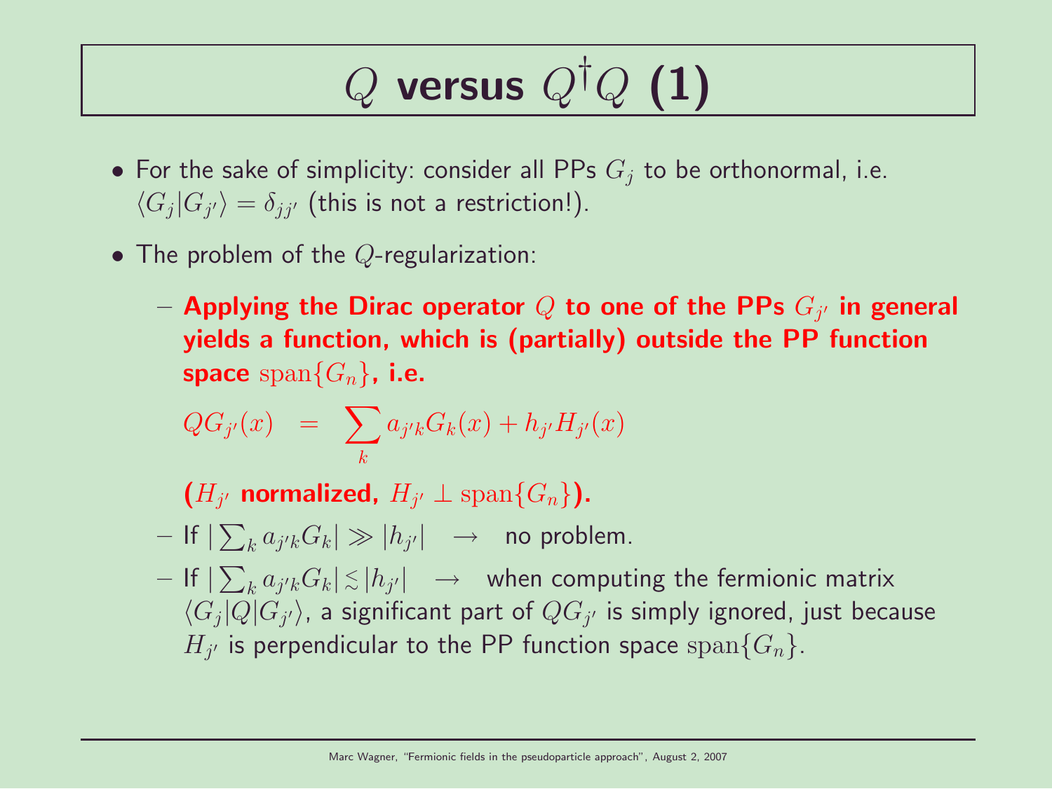# $Q$ versus $Q^\dagger Q$ (1)

- For the sake of simplicity: consider all PPs $G_j$ to be orthonormal, i.e. $\langle G_j | G_{j'} \rangle = \delta_{jj'}$ (this is not a restriction!).
- The problem of the $Q$-regularization:
  - **Applying the Dirac operator $Q$ to one of the PPs $G_{j'}$ in general yields a function, which is (partially) outside the PP function space $\mathrm{span}\{G_n\}$, i.e.**

    $$QG_{j'}(x) \quad = \quad \sum_k a_{j'k} G_k(x) + h_{j'} H_{j'}(x)$$

    **($H_{j'}$ normalized, $H_{j'} \perp \mathrm{span}\{G_n\}$).**
  - If $|\sum_k a_{j'k} G_k| \gg |h_{j'}| \quad \rightarrow \quad$ no problem.
  - If $|\sum_k a_{j'k} G_k| \lesssim |h_{j'}| \quad \rightarrow \quad$ when computing the fermionic matrix $\langle G_j | Q | G_{j'} \rangle$, a significant part of $QG_{j'}$ is simply ignored, just because $H_{j'}$ is perpendicular to the PP function space $\mathrm{span}\{G_n\}$.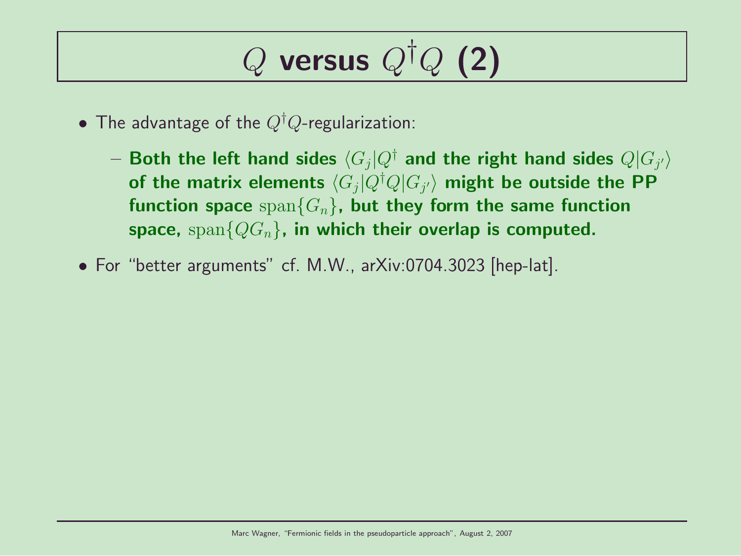# $Q$ versus $Q^\dagger Q$ (2)

- The advantage of the $Q^\dagger Q$-regularization:
  - **Both the left hand sides $\langle G_j | Q^\dagger$ and the right hand sides $Q | G_{j'} \rangle$ of the matrix elements $\langle G_j | Q^\dagger Q | G_{j'} \rangle$ might be outside the PP function space $\mathrm{span}\{G_n\}$, but they form the same function space, $\mathrm{span}\{Q G_n\}$, in which their overlap is computed.**
- For "better arguments" cf. M.W., arXiv:0704.3023 [hep-lat].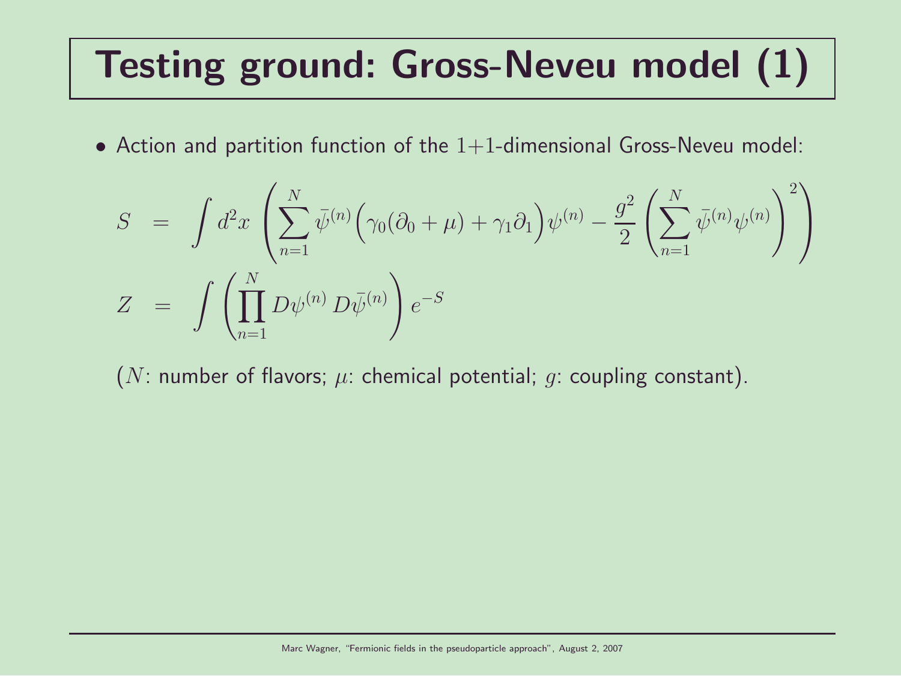# Testing ground: Gross-Neveu model (1)

- Action and partition function of the $1+1$-dimensional Gross-Neveu model:

$$
\begin{aligned}
S &= \int d^2x \, \left(\sum_{n=1}^{N} \bar{\psi}^{(n)}\Big(\gamma_0(\partial_0 + \mu) + \gamma_1\partial_1\Big)\psi^{(n)} - \frac{g^2}{2}\left(\sum_{n=1}^{N} \bar{\psi}^{(n)}\psi^{(n)}\right)^2\right) \\
Z &= \int \left(\prod_{n=1}^{N} D\psi^{(n)} \, D\bar{\psi}^{(n)}\right) e^{-S}
\end{aligned}
$$

($N$: number of flavors; $\mu$: chemical potential; $g$: coupling constant).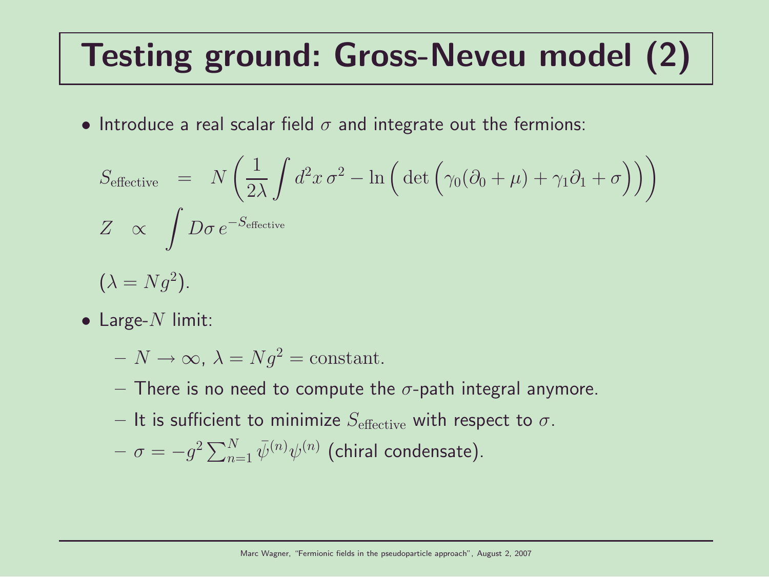# Testing ground: Gross-Neveu model (2)

- Introduce a real scalar field $\sigma$ and integrate out the fermions:

$$S_{\mathrm{effective}} = N\left(\frac{1}{2\lambda}\int d^2x\,\sigma^2 - \ln\Big(\det\Big(\gamma_0(\partial_0+\mu)+\gamma_1\partial_1+\sigma\Big)\Big)\right)$$

$$Z \propto \int D\sigma\, e^{-S_{\mathrm{effective}}}$$

$(\lambda = Ng^2)$.

- Large-$N$ limit:
  - $N \rightarrow \infty$, $\lambda = Ng^2 = \mathrm{constant}$.
  - There is no need to compute the $\sigma$-path integral anymore.
  - It is sufficient to minimize $S_{\mathrm{effective}}$ with respect to $\sigma$.
  - $\sigma = -g^2 \sum_{n=1}^{N} \bar{\psi}^{(n)}\psi^{(n)}$ (chiral condensate).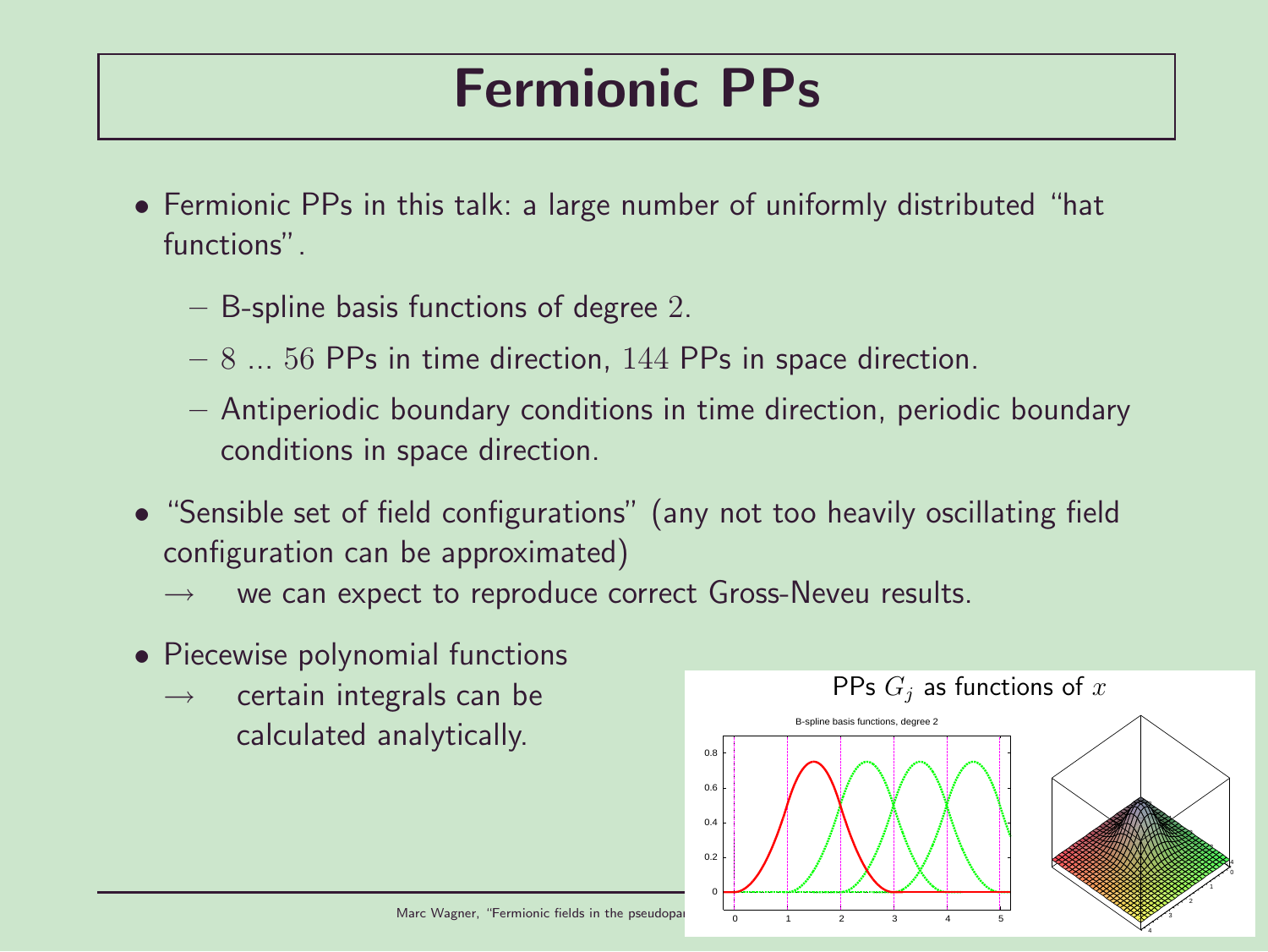# Fermionic PPs

- Fermionic PPs in this talk: a large number of uniformly distributed "hat functions".
  - B-spline basis functions of degree $2$.
  - $8$ ... $56$ PPs in time direction, $144$ PPs in space direction.
  - Antiperiodic boundary conditions in time direction, periodic boundary conditions in space direction.
- "Sensible set of field configurations" (any not too heavily oscillating field configuration can be approximated)
  - $\rightarrow$ we can expect to reproduce correct Gross-Neveu results.
- Piecewise polynomial functions
  - $\rightarrow$ certain integrals can be calculated analytically.

PPs $G_j$ as functions of $x$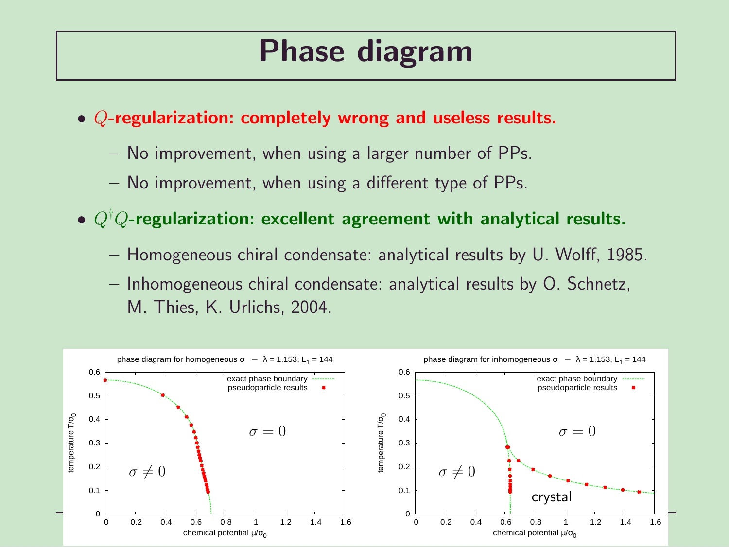# Phase diagram

- $Q$**-regularization: completely wrong and useless results.**
  - No improvement, when using a larger number of PPs.
  - No improvement, when using a different type of PPs.
- $Q^\dagger Q$**-regularization: excellent agreement with analytical results.**
  - Homogeneous chiral condensate: analytical results by U. Wolff, 1985.
  - Inhomogeneous chiral condensate: analytical results by O. Schnetz, M. Thies, K. Urlichs, 2004.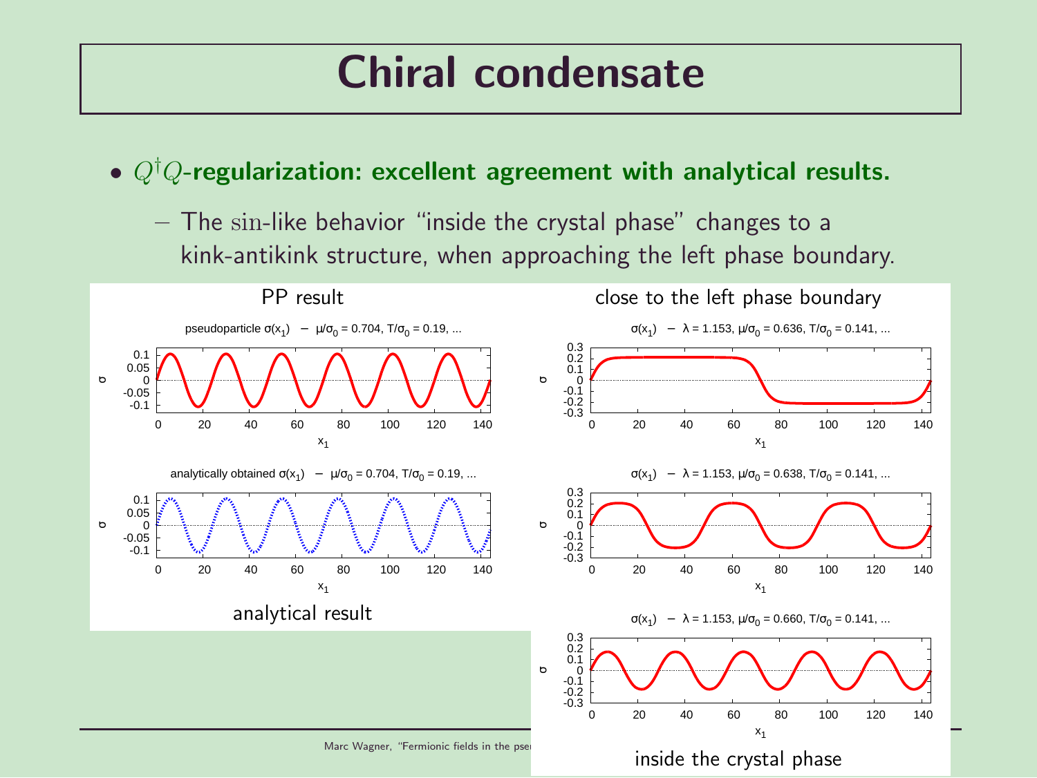# Chiral condensate

- $Q^\dagger Q$**-regularization: excellent agreement with analytical results.**
  - The $\sin$-like behavior "inside the crystal phase" changes to a kink-antikink structure, when approaching the left phase boundary.

PP result

pseudoparticle $\sigma(x_1)$ – $\mu/\sigma_0 = 0.704$, $T/\sigma_0 = 0.19$, ...

analytically obtained $\sigma(x_1)$ – $\mu/\sigma_0 = 0.704$, $T/\sigma_0 = 0.19$, ...

analytical result

close to the left phase boundary

$\sigma(x_1)$ – $\lambda = 1.153$, $\mu/\sigma_0 = 0.636$, $T/\sigma_0 = 0.141$, ...

$\sigma(x_1)$ – $\lambda = 1.153$, $\mu/\sigma_0 = 0.638$, $T/\sigma_0 = 0.141$, ...

$\sigma(x_1)$ – $\lambda = 1.153$, $\mu/\sigma_0 = 0.660$, $T/\sigma_0 = 0.141$, ...

inside the crystal phase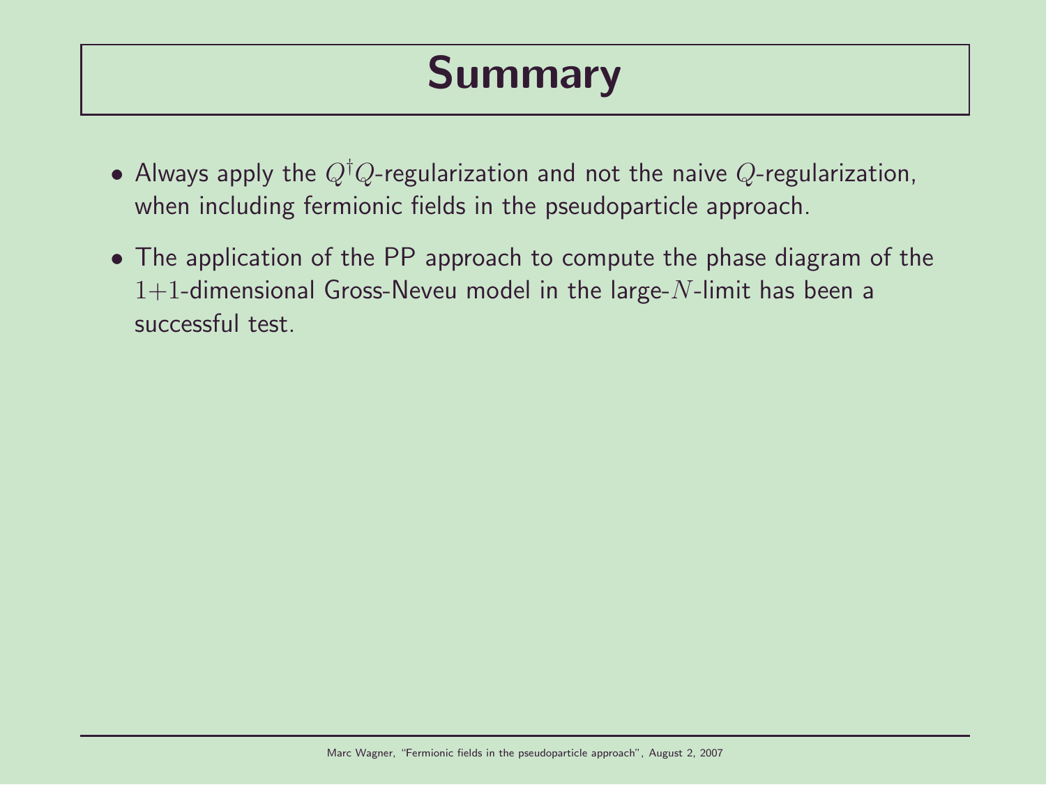# Summary

- Always apply the $Q^\dagger Q$-regularization and not the naive $Q$-regularization, when including fermionic fields in the pseudoparticle approach.
- The application of the PP approach to compute the phase diagram of the $1{+}1$-dimensional Gross-Neveu model in the large-$N$-limit has been a successful test.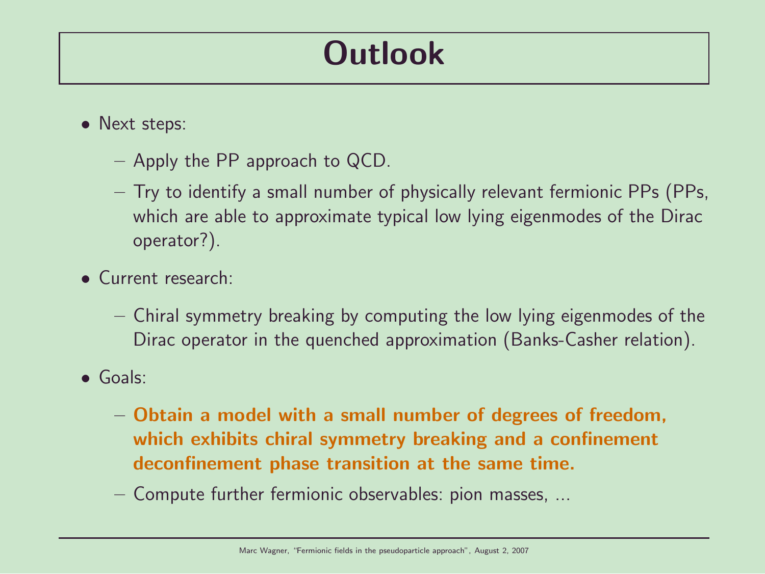# Outlook

- Next steps:
  - Apply the PP approach to QCD.
  - Try to identify a small number of physically relevant fermionic PPs (PPs, which are able to approximate typical low lying eigenmodes of the Dirac operator?).
- Current research:
  - Chiral symmetry breaking by computing the low lying eigenmodes of the Dirac operator in the quenched approximation (Banks-Casher relation).
- Goals:
  - **Obtain a model with a small number of degrees of freedom, which exhibits chiral symmetry breaking and a confinement deconfinement phase transition at the same time.**
  - Compute further fermionic observables: pion masses, ...